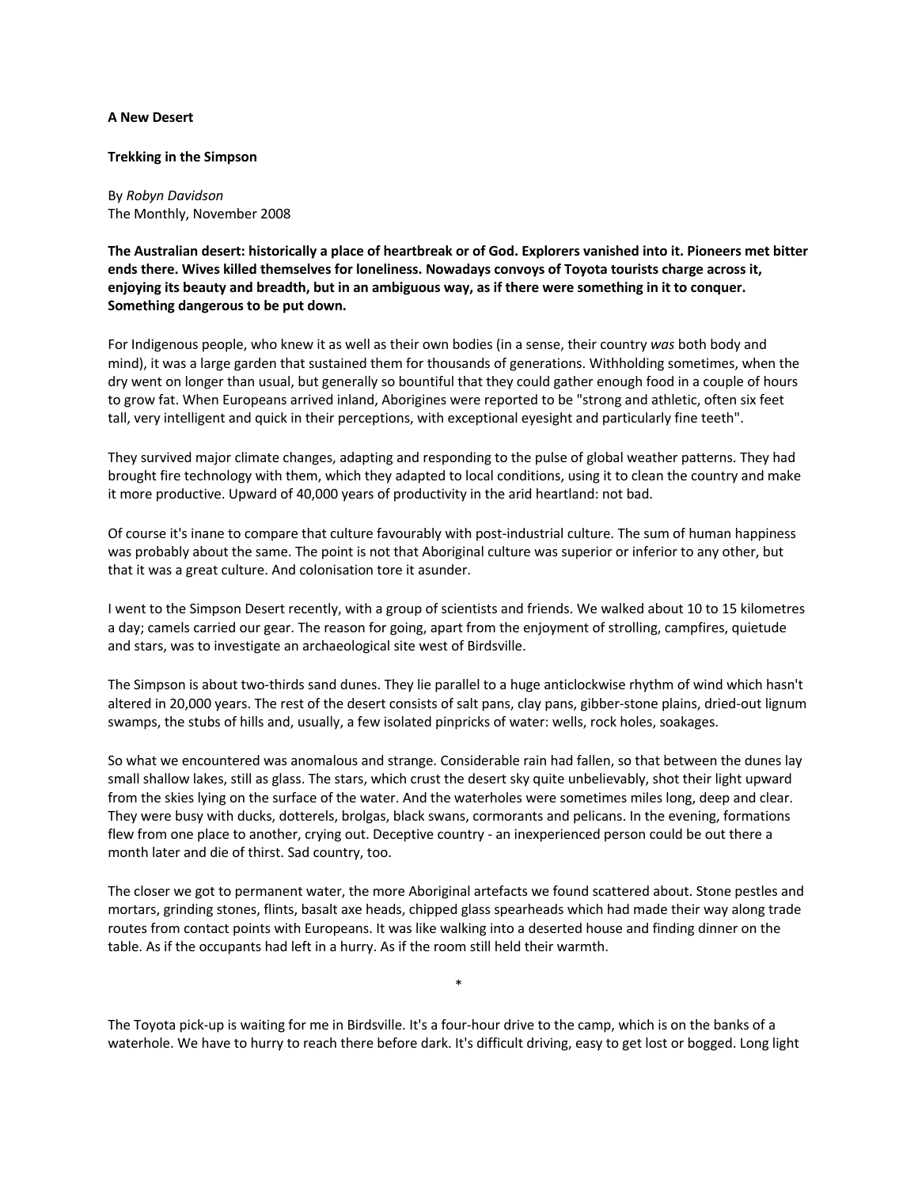**A New Desert**

**Trekking in the Simpson**

By *Robyn Davidson*
The Monthly, November 2008

**The Australian desert: historically a place of heartbreak or of God. Explorers vanished into it. Pioneers met bitter ends there. Wives killed themselves for loneliness. Nowadays convoys of Toyota tourists charge across it, enjoying its beauty and breadth, but in an ambiguous way, as if there were something in it to conquer. Something dangerous to be put down.**

For Indigenous people, who knew it as well as their own bodies (in a sense, their country *was* both body and mind), it was a large garden that sustained them for thousands of generations. Withholding sometimes, when the dry went on longer than usual, but generally so bountiful that they could gather enough food in a couple of hours to grow fat. When Europeans arrived inland, Aborigines were reported to be "strong and athletic, often six feet tall, very intelligent and quick in their perceptions, with exceptional eyesight and particularly fine teeth".

They survived major climate changes, adapting and responding to the pulse of global weather patterns. They had brought fire technology with them, which they adapted to local conditions, using it to clean the country and make it more productive. Upward of 40,000 years of productivity in the arid heartland: not bad.

Of course it's inane to compare that culture favourably with post-industrial culture. The sum of human happiness was probably about the same. The point is not that Aboriginal culture was superior or inferior to any other, but that it was a great culture. And colonisation tore it asunder.

I went to the Simpson Desert recently, with a group of scientists and friends. We walked about 10 to 15 kilometres a day; camels carried our gear. The reason for going, apart from the enjoyment of strolling, campfires, quietude and stars, was to investigate an archaeological site west of Birdsville.

The Simpson is about two-thirds sand dunes. They lie parallel to a huge anticlockwise rhythm of wind which hasn't altered in 20,000 years. The rest of the desert consists of salt pans, clay pans, gibber-stone plains, dried-out lignum swamps, the stubs of hills and, usually, a few isolated pinpricks of water: wells, rock holes, soakages.

So what we encountered was anomalous and strange. Considerable rain had fallen, so that between the dunes lay small shallow lakes, still as glass. The stars, which crust the desert sky quite unbelievably, shot their light upward from the skies lying on the surface of the water. And the waterholes were sometimes miles long, deep and clear. They were busy with ducks, dotterels, brolgas, black swans, cormorants and pelicans. In the evening, formations flew from one place to another, crying out. Deceptive country - an inexperienced person could be out there a month later and die of thirst. Sad country, too.

The closer we got to permanent water, the more Aboriginal artefacts we found scattered about. Stone pestles and mortars, grinding stones, flints, basalt axe heads, chipped glass spearheads which had made their way along trade routes from contact points with Europeans. It was like walking into a deserted house and finding dinner on the table. As if the occupants had left in a hurry. As if the room still held their warmth.

*

The Toyota pick-up is waiting for me in Birdsville. It's a four-hour drive to the camp, which is on the banks of a waterhole. We have to hurry to reach there before dark. It's difficult driving, easy to get lost or bogged. Long light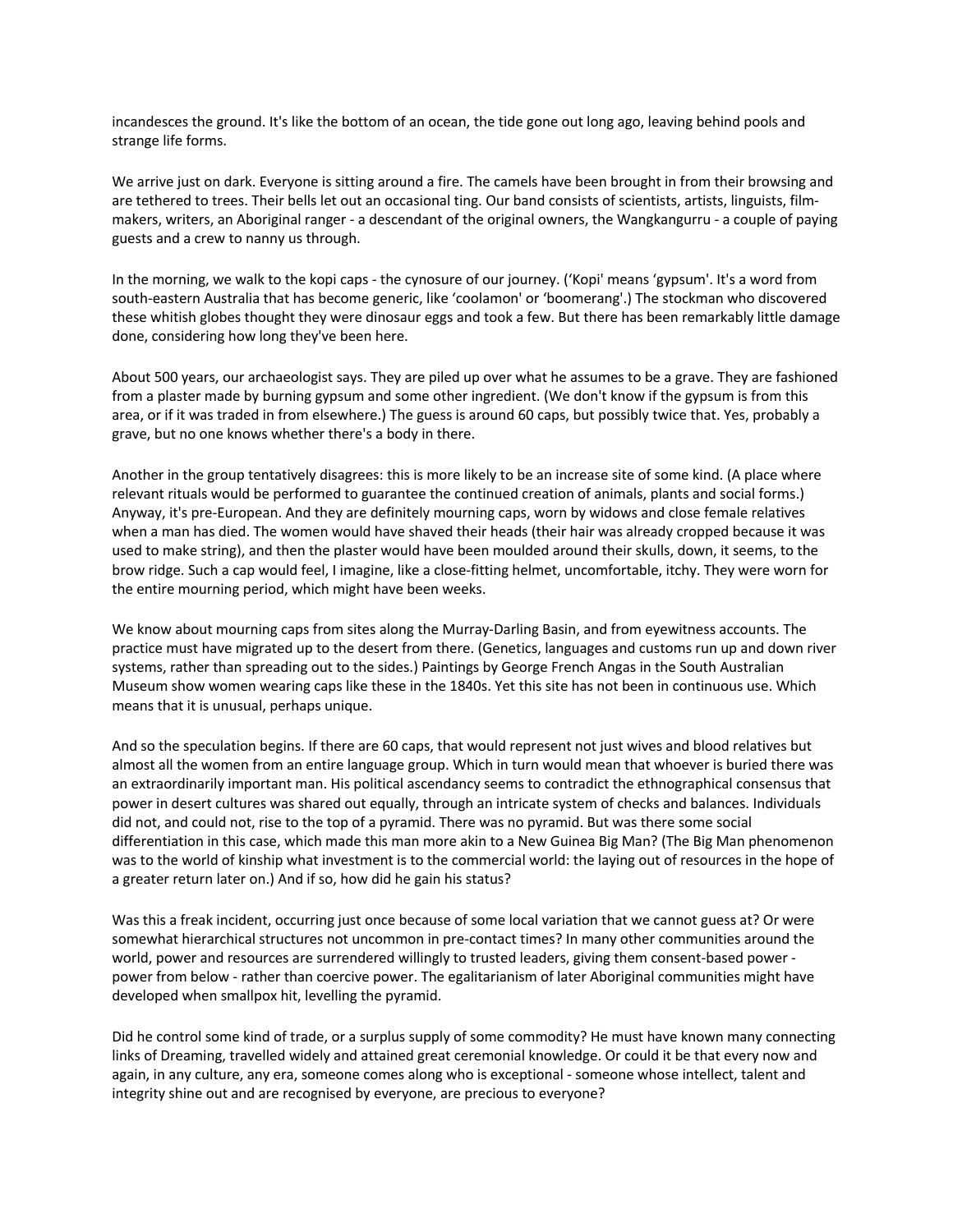incandesces the ground. It's like the bottom of an ocean, the tide gone out long ago, leaving behind pools and strange life forms.

We arrive just on dark. Everyone is sitting around a fire. The camels have been brought in from their browsing and are tethered to trees. Their bells let out an occasional ting. Our band consists of scientists, artists, linguists, film-makers, writers, an Aboriginal ranger - a descendant of the original owners, the Wangkangurru - a couple of paying guests and a crew to nanny us through.

In the morning, we walk to the kopi caps - the cynosure of our journey. ('Kopi' means 'gypsum'. It's a word from south-eastern Australia that has become generic, like 'coolamon' or 'boomerang'.) The stockman who discovered these whitish globes thought they were dinosaur eggs and took a few. But there has been remarkably little damage done, considering how long they've been here.

About 500 years, our archaeologist says. They are piled up over what he assumes to be a grave. They are fashioned from a plaster made by burning gypsum and some other ingredient. (We don't know if the gypsum is from this area, or if it was traded in from elsewhere.) The guess is around 60 caps, but possibly twice that. Yes, probably a grave, but no one knows whether there's a body in there.

Another in the group tentatively disagrees: this is more likely to be an increase site of some kind. (A place where relevant rituals would be performed to guarantee the continued creation of animals, plants and social forms.) Anyway, it's pre-European. And they are definitely mourning caps, worn by widows and close female relatives when a man has died. The women would have shaved their heads (their hair was already cropped because it was used to make string), and then the plaster would have been moulded around their skulls, down, it seems, to the brow ridge. Such a cap would feel, I imagine, like a close-fitting helmet, uncomfortable, itchy. They were worn for the entire mourning period, which might have been weeks.

We know about mourning caps from sites along the Murray-Darling Basin, and from eyewitness accounts. The practice must have migrated up to the desert from there. (Genetics, languages and customs run up and down river systems, rather than spreading out to the sides.) Paintings by George French Angas in the South Australian Museum show women wearing caps like these in the 1840s. Yet this site has not been in continuous use. Which means that it is unusual, perhaps unique.

And so the speculation begins. If there are 60 caps, that would represent not just wives and blood relatives but almost all the women from an entire language group. Which in turn would mean that whoever is buried there was an extraordinarily important man. His political ascendancy seems to contradict the ethnographical consensus that power in desert cultures was shared out equally, through an intricate system of checks and balances. Individuals did not, and could not, rise to the top of a pyramid. There was no pyramid. But was there some social differentiation in this case, which made this man more akin to a New Guinea Big Man? (The Big Man phenomenon was to the world of kinship what investment is to the commercial world: the laying out of resources in the hope of a greater return later on.) And if so, how did he gain his status?

Was this a freak incident, occurring just once because of some local variation that we cannot guess at? Or were somewhat hierarchical structures not uncommon in pre-contact times? In many other communities around the world, power and resources are surrendered willingly to trusted leaders, giving them consent-based power - power from below - rather than coercive power. The egalitarianism of later Aboriginal communities might have developed when smallpox hit, levelling the pyramid.

Did he control some kind of trade, or a surplus supply of some commodity? He must have known many connecting links of Dreaming, travelled widely and attained great ceremonial knowledge. Or could it be that every now and again, in any culture, any era, someone comes along who is exceptional - someone whose intellect, talent and integrity shine out and are recognised by everyone, are precious to everyone?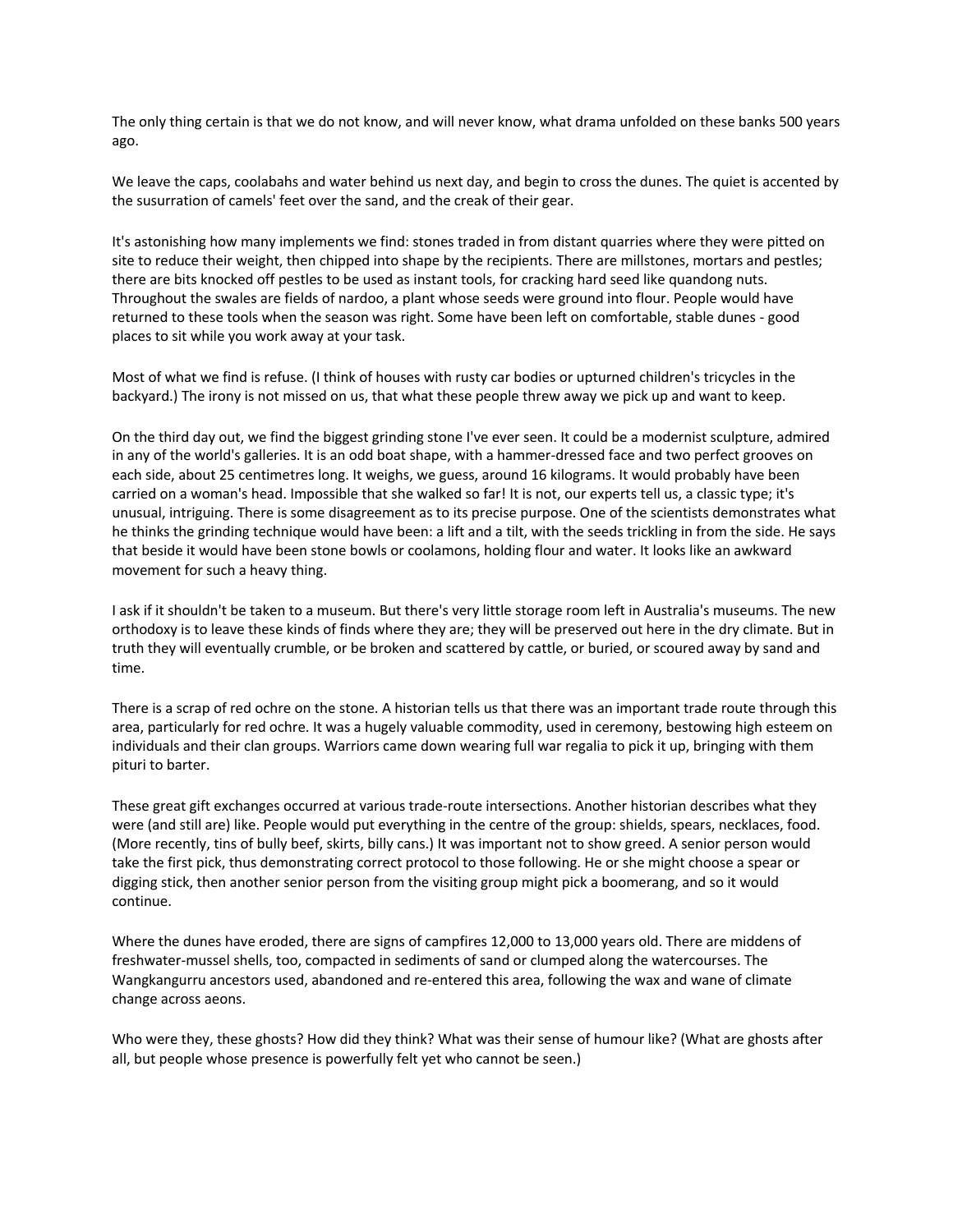The only thing certain is that we do not know, and will never know, what drama unfolded on these banks 500 years ago.

We leave the caps, coolabahs and water behind us next day, and begin to cross the dunes. The quiet is accented by the susurration of camels' feet over the sand, and the creak of their gear.

It's astonishing how many implements we find: stones traded in from distant quarries where they were pitted on site to reduce their weight, then chipped into shape by the recipients. There are millstones, mortars and pestles; there are bits knocked off pestles to be used as instant tools, for cracking hard seed like quandong nuts. Throughout the swales are fields of nardoo, a plant whose seeds were ground into flour. People would have returned to these tools when the season was right. Some have been left on comfortable, stable dunes - good places to sit while you work away at your task.

Most of what we find is refuse. (I think of houses with rusty car bodies or upturned children's tricycles in the backyard.) The irony is not missed on us, that what these people threw away we pick up and want to keep.

On the third day out, we find the biggest grinding stone I've ever seen. It could be a modernist sculpture, admired in any of the world's galleries. It is an odd boat shape, with a hammer-dressed face and two perfect grooves on each side, about 25 centimetres long. It weighs, we guess, around 16 kilograms. It would probably have been carried on a woman's head. Impossible that she walked so far! It is not, our experts tell us, a classic type; it's unusual, intriguing. There is some disagreement as to its precise purpose. One of the scientists demonstrates what he thinks the grinding technique would have been: a lift and a tilt, with the seeds trickling in from the side. He says that beside it would have been stone bowls or coolamons, holding flour and water. It looks like an awkward movement for such a heavy thing.

I ask if it shouldn't be taken to a museum. But there's very little storage room left in Australia's museums. The new orthodoxy is to leave these kinds of finds where they are; they will be preserved out here in the dry climate. But in truth they will eventually crumble, or be broken and scattered by cattle, or buried, or scoured away by sand and time.

There is a scrap of red ochre on the stone. A historian tells us that there was an important trade route through this area, particularly for red ochre. It was a hugely valuable commodity, used in ceremony, bestowing high esteem on individuals and their clan groups. Warriors came down wearing full war regalia to pick it up, bringing with them pituri to barter.

These great gift exchanges occurred at various trade-route intersections. Another historian describes what they were (and still are) like. People would put everything in the centre of the group: shields, spears, necklaces, food. (More recently, tins of bully beef, skirts, billy cans.) It was important not to show greed. A senior person would take the first pick, thus demonstrating correct protocol to those following. He or she might choose a spear or digging stick, then another senior person from the visiting group might pick a boomerang, and so it would continue.

Where the dunes have eroded, there are signs of campfires 12,000 to 13,000 years old. There are middens of freshwater-mussel shells, too, compacted in sediments of sand or clumped along the watercourses. The Wangkangurru ancestors used, abandoned and re-entered this area, following the wax and wane of climate change across aeons.

Who were they, these ghosts? How did they think? What was their sense of humour like? (What are ghosts after all, but people whose presence is powerfully felt yet who cannot be seen.)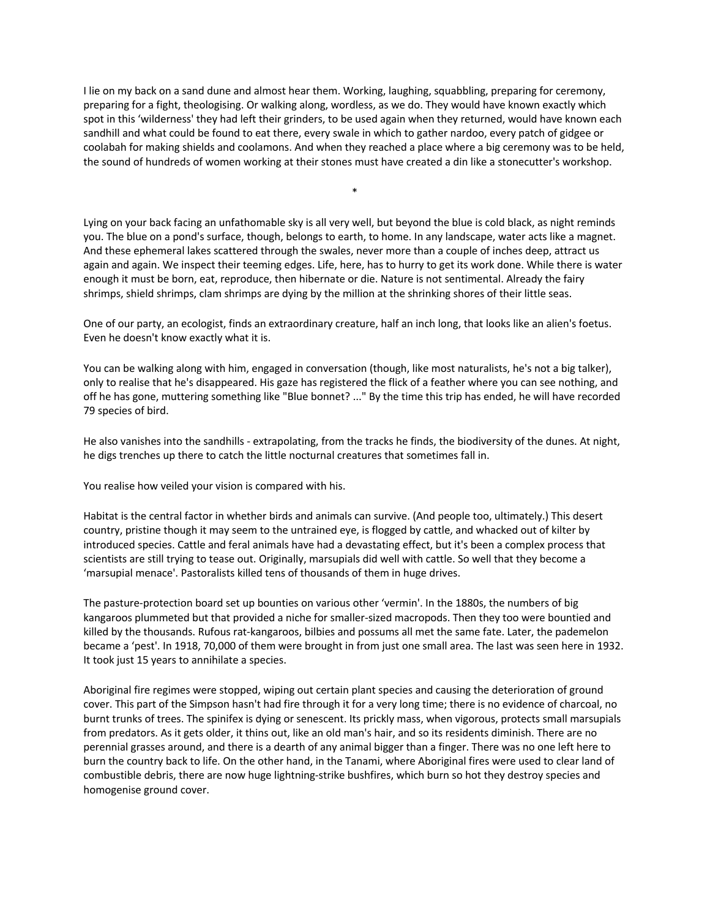I lie on my back on a sand dune and almost hear them. Working, laughing, squabbling, preparing for ceremony, preparing for a fight, theologising. Or walking along, wordless, as we do. They would have known exactly which spot in this 'wilderness' they had left their grinders, to be used again when they returned, would have known each sandhill and what could be found to eat there, every swale in which to gather nardoo, every patch of gidgee or coolabah for making shields and coolamons. And when they reached a place where a big ceremony was to be held, the sound of hundreds of women working at their stones must have created a din like a stonecutter's workshop.

*

Lying on your back facing an unfathomable sky is all very well, but beyond the blue is cold black, as night reminds you. The blue on a pond's surface, though, belongs to earth, to home. In any landscape, water acts like a magnet. And these ephemeral lakes scattered through the swales, never more than a couple of inches deep, attract us again and again. We inspect their teeming edges. Life, here, has to hurry to get its work done. While there is water enough it must be born, eat, reproduce, then hibernate or die. Nature is not sentimental. Already the fairy shrimps, shield shrimps, clam shrimps are dying by the million at the shrinking shores of their little seas.

One of our party, an ecologist, finds an extraordinary creature, half an inch long, that looks like an alien's foetus. Even he doesn't know exactly what it is.

You can be walking along with him, engaged in conversation (though, like most naturalists, he's not a big talker), only to realise that he's disappeared. His gaze has registered the flick of a feather where you can see nothing, and off he has gone, muttering something like "Blue bonnet? ..." By the time this trip has ended, he will have recorded 79 species of bird.

He also vanishes into the sandhills - extrapolating, from the tracks he finds, the biodiversity of the dunes. At night, he digs trenches up there to catch the little nocturnal creatures that sometimes fall in.

You realise how veiled your vision is compared with his.

Habitat is the central factor in whether birds and animals can survive. (And people too, ultimately.) This desert country, pristine though it may seem to the untrained eye, is flogged by cattle, and whacked out of kilter by introduced species. Cattle and feral animals have had a devastating effect, but it's been a complex process that scientists are still trying to tease out. Originally, marsupials did well with cattle. So well that they become a 'marsupial menace'. Pastoralists killed tens of thousands of them in huge drives.

The pasture-protection board set up bounties on various other 'vermin'. In the 1880s, the numbers of big kangaroos plummeted but that provided a niche for smaller-sized macropods. Then they too were bountied and killed by the thousands. Rufous rat-kangaroos, bilbies and possums all met the same fate. Later, the pademelon became a 'pest'. In 1918, 70,000 of them were brought in from just one small area. The last was seen here in 1932. It took just 15 years to annihilate a species.

Aboriginal fire regimes were stopped, wiping out certain plant species and causing the deterioration of ground cover. This part of the Simpson hasn't had fire through it for a very long time; there is no evidence of charcoal, no burnt trunks of trees. The spinifex is dying or senescent. Its prickly mass, when vigorous, protects small marsupials from predators. As it gets older, it thins out, like an old man's hair, and so its residents diminish. There are no perennial grasses around, and there is a dearth of any animal bigger than a finger. There was no one left here to burn the country back to life. On the other hand, in the Tanami, where Aboriginal fires were used to clear land of combustible debris, there are now huge lightning-strike bushfires, which burn so hot they destroy species and homogenise ground cover.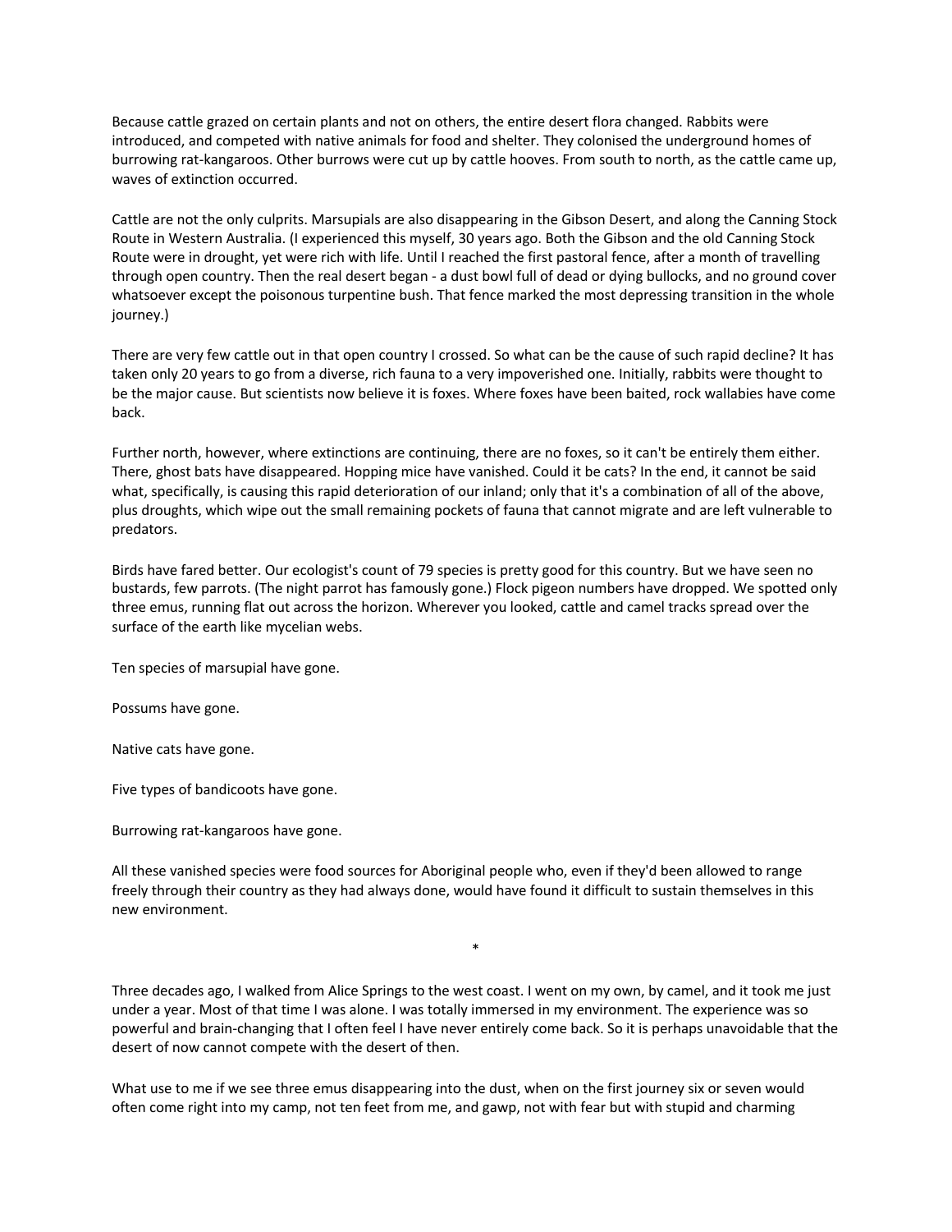Because cattle grazed on certain plants and not on others, the entire desert flora changed. Rabbits were introduced, and competed with native animals for food and shelter. They colonised the underground homes of burrowing rat-kangaroos. Other burrows were cut up by cattle hooves. From south to north, as the cattle came up, waves of extinction occurred.

Cattle are not the only culprits. Marsupials are also disappearing in the Gibson Desert, and along the Canning Stock Route in Western Australia. (I experienced this myself, 30 years ago. Both the Gibson and the old Canning Stock Route were in drought, yet were rich with life. Until I reached the first pastoral fence, after a month of travelling through open country. Then the real desert began - a dust bowl full of dead or dying bullocks, and no ground cover whatsoever except the poisonous turpentine bush. That fence marked the most depressing transition in the whole journey.)

There are very few cattle out in that open country I crossed. So what can be the cause of such rapid decline? It has taken only 20 years to go from a diverse, rich fauna to a very impoverished one. Initially, rabbits were thought to be the major cause. But scientists now believe it is foxes. Where foxes have been baited, rock wallabies have come back.

Further north, however, where extinctions are continuing, there are no foxes, so it can't be entirely them either. There, ghost bats have disappeared. Hopping mice have vanished. Could it be cats? In the end, it cannot be said what, specifically, is causing this rapid deterioration of our inland; only that it's a combination of all of the above, plus droughts, which wipe out the small remaining pockets of fauna that cannot migrate and are left vulnerable to predators.

Birds have fared better. Our ecologist's count of 79 species is pretty good for this country. But we have seen no bustards, few parrots. (The night parrot has famously gone.) Flock pigeon numbers have dropped. We spotted only three emus, running flat out across the horizon. Wherever you looked, cattle and camel tracks spread over the surface of the earth like mycelian webs.

Ten species of marsupial have gone.

Possums have gone.

Native cats have gone.

Five types of bandicoots have gone.

Burrowing rat-kangaroos have gone.

All these vanished species were food sources for Aboriginal people who, even if they'd been allowed to range freely through their country as they had always done, would have found it difficult to sustain themselves in this new environment.

*

Three decades ago, I walked from Alice Springs to the west coast. I went on my own, by camel, and it took me just under a year. Most of that time I was alone. I was totally immersed in my environment. The experience was so powerful and brain-changing that I often feel I have never entirely come back. So it is perhaps unavoidable that the desert of now cannot compete with the desert of then.

What use to me if we see three emus disappearing into the dust, when on the first journey six or seven would often come right into my camp, not ten feet from me, and gawp, not with fear but with stupid and charming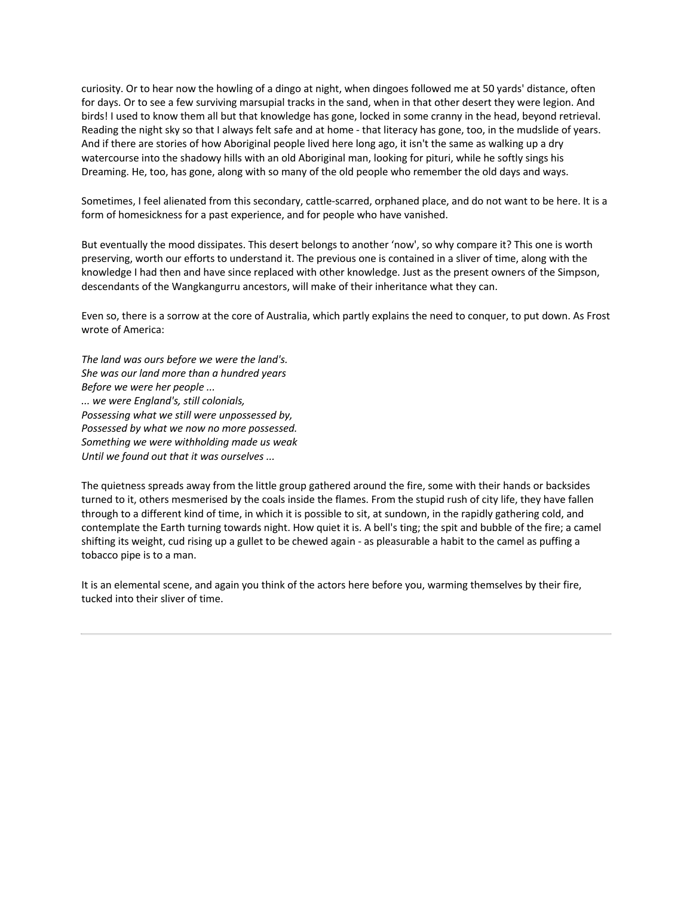curiosity. Or to hear now the howling of a dingo at night, when dingoes followed me at 50 yards' distance, often for days. Or to see a few surviving marsupial tracks in the sand, when in that other desert they were legion. And birds! I used to know them all but that knowledge has gone, locked in some cranny in the head, beyond retrieval. Reading the night sky so that I always felt safe and at home - that literacy has gone, too, in the mudslide of years. And if there are stories of how Aboriginal people lived here long ago, it isn't the same as walking up a dry watercourse into the shadowy hills with an old Aboriginal man, looking for pituri, while he softly sings his Dreaming. He, too, has gone, along with so many of the old people who remember the old days and ways.

Sometimes, I feel alienated from this secondary, cattle-scarred, orphaned place, and do not want to be here. It is a form of homesickness for a past experience, and for people who have vanished.

But eventually the mood dissipates. This desert belongs to another 'now', so why compare it? This one is worth preserving, worth our efforts to understand it. The previous one is contained in a sliver of time, along with the knowledge I had then and have since replaced with other knowledge. Just as the present owners of the Simpson, descendants of the Wangkangurru ancestors, will make of their inheritance what they can.

Even so, there is a sorrow at the core of Australia, which partly explains the need to conquer, to put down. As Frost wrote of America:

*The land was ours before we were the land's.*
*She was our land more than a hundred years*
*Before we were her people ...*
*... we were England's, still colonials,*
*Possessing what we still were unpossessed by,*
*Possessed by what we now no more possessed.*
*Something we were withholding made us weak*
*Until we found out that it was ourselves ...*

The quietness spreads away from the little group gathered around the fire, some with their hands or backsides turned to it, others mesmerised by the coals inside the flames. From the stupid rush of city life, they have fallen through to a different kind of time, in which it is possible to sit, at sundown, in the rapidly gathering cold, and contemplate the Earth turning towards night. How quiet it is. A bell's ting; the spit and bubble of the fire; a camel shifting its weight, cud rising up a gullet to be chewed again - as pleasurable a habit to the camel as puffing a tobacco pipe is to a man.

It is an elemental scene, and again you think of the actors here before you, warming themselves by their fire, tucked into their sliver of time.

---